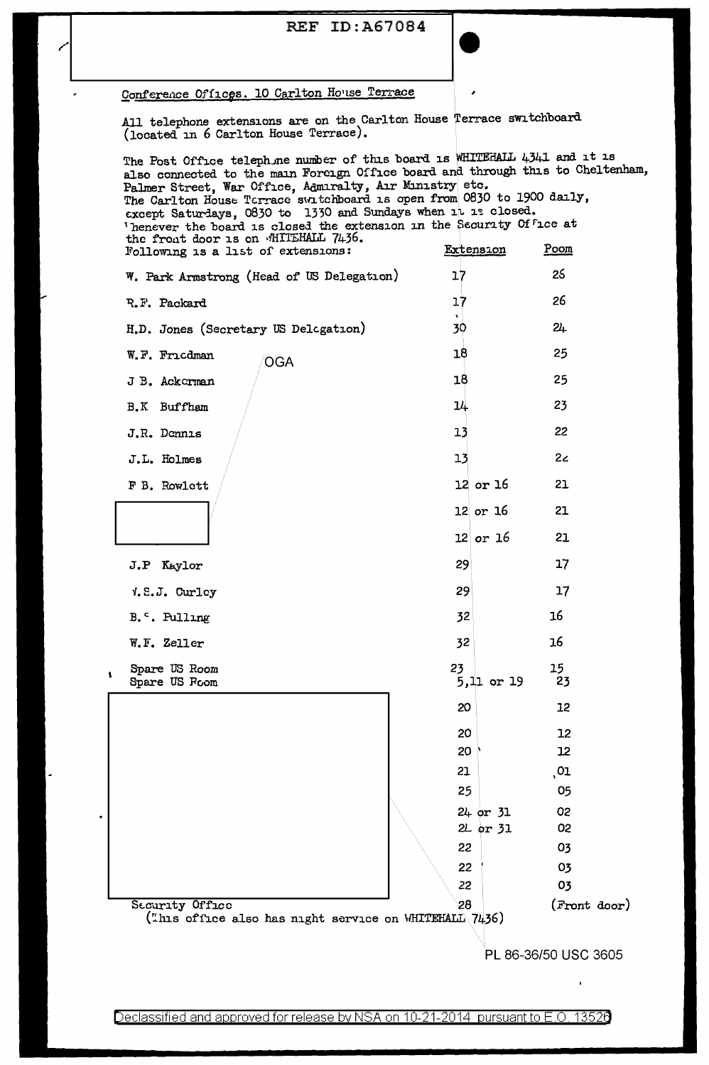REF ID:A67084

Conference Offices. 10 Carlton House Terrace

All telephone extensions are on the Carlton House Terrace switchboard (located in 6 Carlton House Terrace).

The Post Office telephone number of this board is WHITEHALL 4341 and it is also connected to the main Foreign Office board and through this to Cheltenham, Palmer Street, War Office, Admiralty, Air Ministry etc.
The Carlton House Terrace switchboard is open from 0830 to 1900 daily, except Saturdays, 0830 to 1330 and Sundays when it is closed.
Whenever the board is closed the extension in the Security Office at the front door is on WHITEHALL 7436.

Following is a list of extensions:

| | Extension | Room |
|---|---|---|
| W. Park Armstrong (Head of US Delegation) | 17 | 26 |
| R.F. Packard | 17 | 26 |
| H.D. Jones (Secretary US Delegation) | 30 | 24 |
| W.F. Friedman | 18 | 25 |
| J B. Ackerman | 18 | 25 |
| B.K Buffham | 14 | 23 |
| J.R. Dennis | 13 | 22 |
| J.L. Holmes | 13 | 22 |
| F B. Rowlett | 12 or 16 | 21 |
| [redacted] | 12 or 16 | 21 |
| [redacted] | 12 or 16 | 21 |
| J.P Kaylor | 29 | 17 |
| V.S.J. Curley | 29 | 17 |
| B.C. Pulling | 32 | 16 |
| W.F. Zeller | 32 | 16 |
| Spare US Room | 23 | 15 |
| Spare US Room | 5,11 or 19 | 23 |
| [redacted] | 20 | 12 |
| [redacted] | 20 | 12 |
| [redacted] | 20 | 12 |
| [redacted] | 21 | 01 |
| [redacted] | 25 | 05 |
| [redacted] | 24 or 31 | 02 |
| [redacted] | 24 or 31 | 02 |
| [redacted] | 22 | 03 |
| [redacted] | 22 | 03 |
| [redacted] | 22 | 03 |
| Security Office | 28 | (Front door) |

(This office also has night service on WHITEHALL 7436)

OGA

PL 86-36/50 USC 3605

Declassified and approved for release by NSA on 10-21-2014 pursuant to E.O. 13526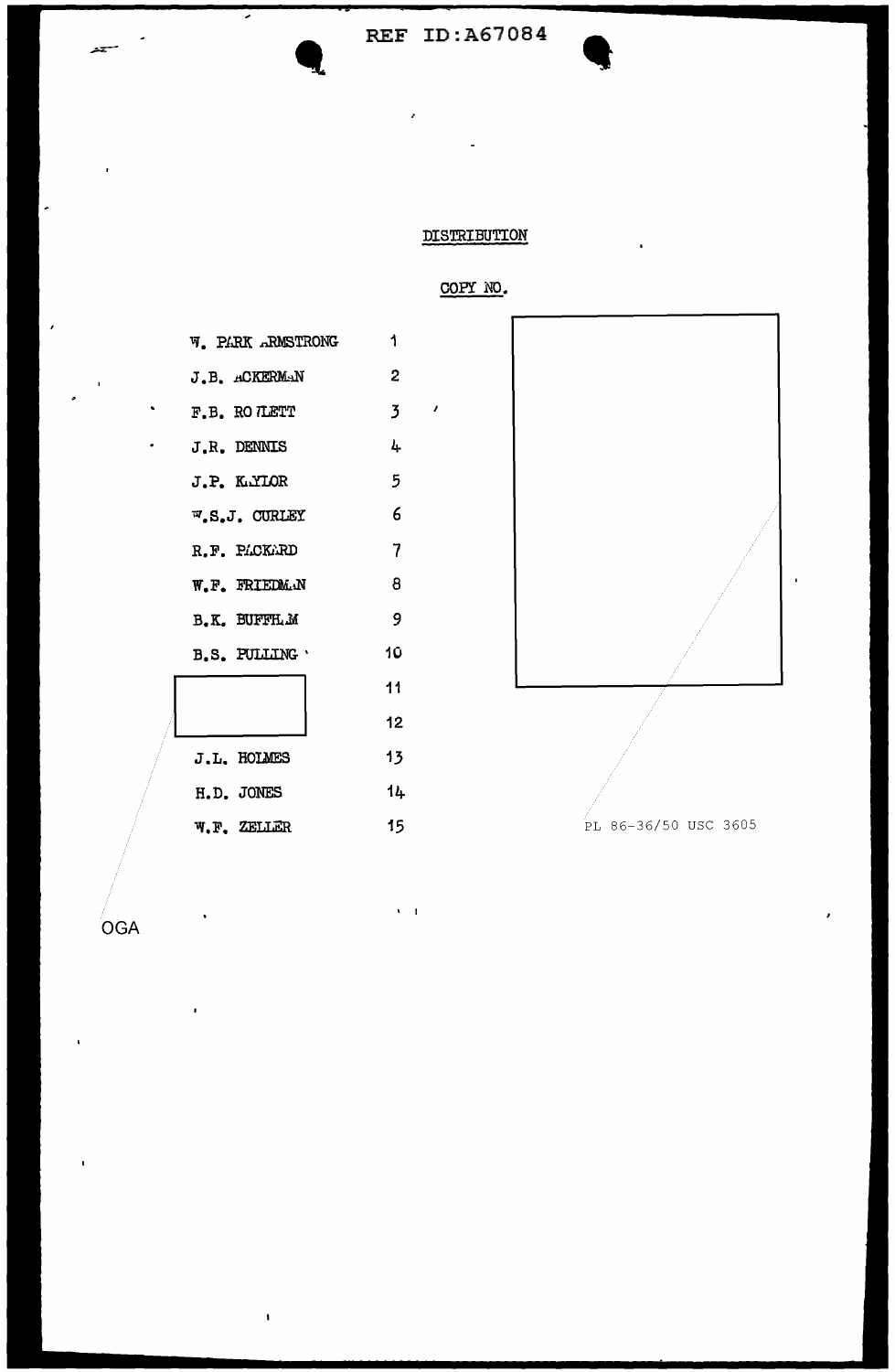REF ID:A67084

DISTRIBUTION

COPY NO.

| | |
|---|---|
| W. PARK ARMSTRONG | 1 |
| J.B. ACKERMAN | 2 |
| F.B. ROWLETT | 3 |
| J.R. DENNIS | 4 |
| J.P. KAYLOR | 5 |
| W.S.J. CURLEY | 6 |
| R.F. PACKARD | 7 |
| W.F. FRIEDMAN | 8 |
| B.K. BUFFHAM | 9 |
| B.S. PULLING | 10 |
| | 11 |
| | 12 |
| J.L. HOLMES | 13 |
| H.D. JONES | 14 |
| W.F. ZELLER | 15 |

PL 86-36/50 USC 3605

OGA